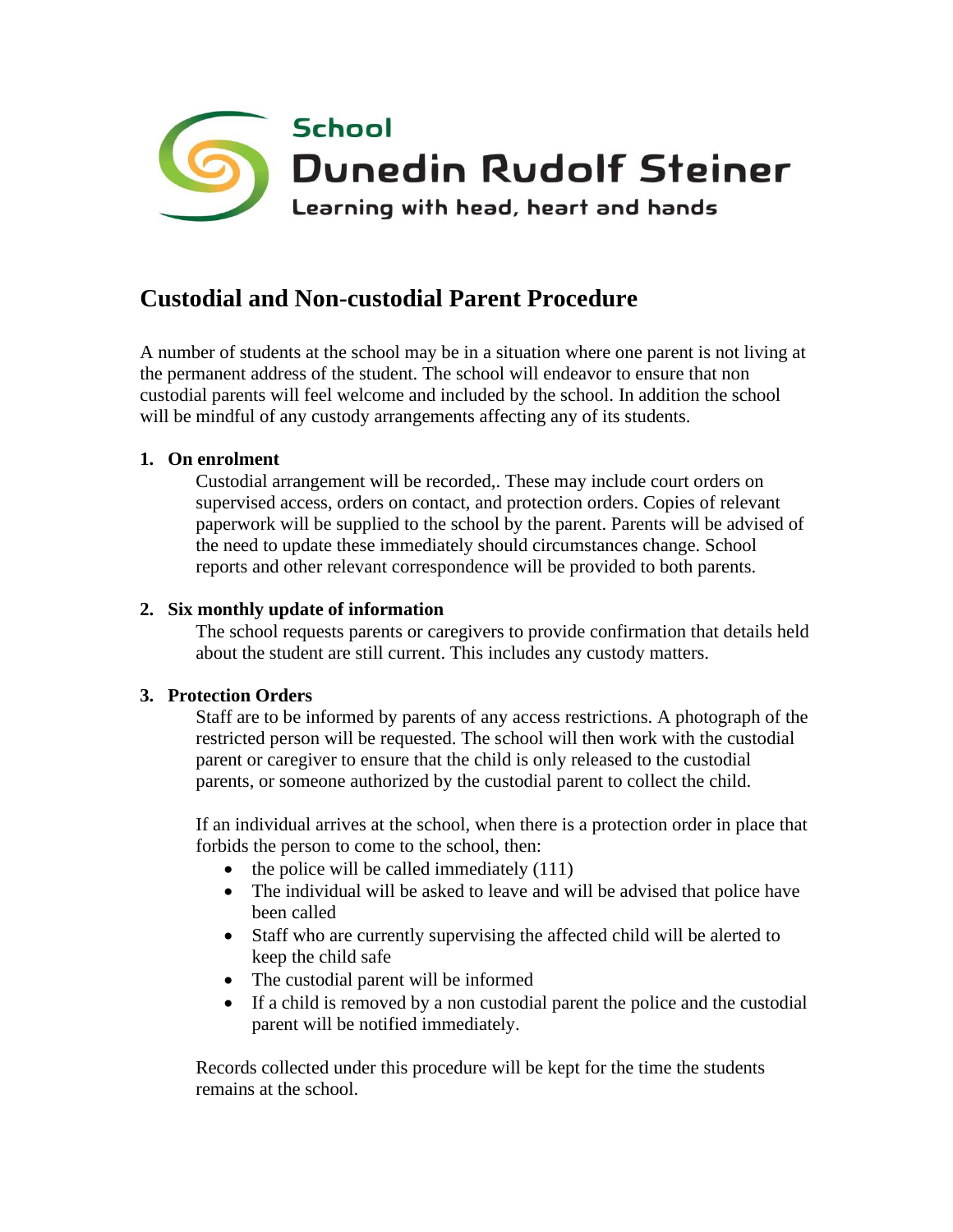School
Dunedin Rudolf Steiner
Learning with head, heart and hands

## Custodial and Non-custodial Parent Procedure

A number of students at the school may be in a situation where one parent is not living at the permanent address of the student. The school will endeavor to ensure that non custodial parents will feel welcome and included by the school. In addition the school will be mindful of any custody arrangements affecting any of its students.

1. **On enrolment**

   Custodial arrangement will be recorded,. These may include court orders on supervised access, orders on contact, and protection orders. Copies of relevant paperwork will be supplied to the school by the parent. Parents will be advised of the need to update these immediately should circumstances change. School reports and other relevant correspondence will be provided to both parents.

2. **Six monthly update of information**

   The school requests parents or caregivers to provide confirmation that details held about the student are still current. This includes any custody matters.

3. **Protection Orders**

   Staff are to be informed by parents of any access restrictions. A photograph of the restricted person will be requested. The school will then work with the custodial parent or caregiver to ensure that the child is only released to the custodial parents, or someone authorized by the custodial parent to collect the child.

   If an individual arrives at the school, when there is a protection order in place that forbids the person to come to the school, then:

   - the police will be called immediately (111)
   - The individual will be asked to leave and will be advised that police have been called
   - Staff who are currently supervising the affected child will be alerted to keep the child safe
   - The custodial parent will be informed
   - If a child is removed by a non custodial parent the police and the custodial parent will be notified immediately.

   Records collected under this procedure will be kept for the time the students remains at the school.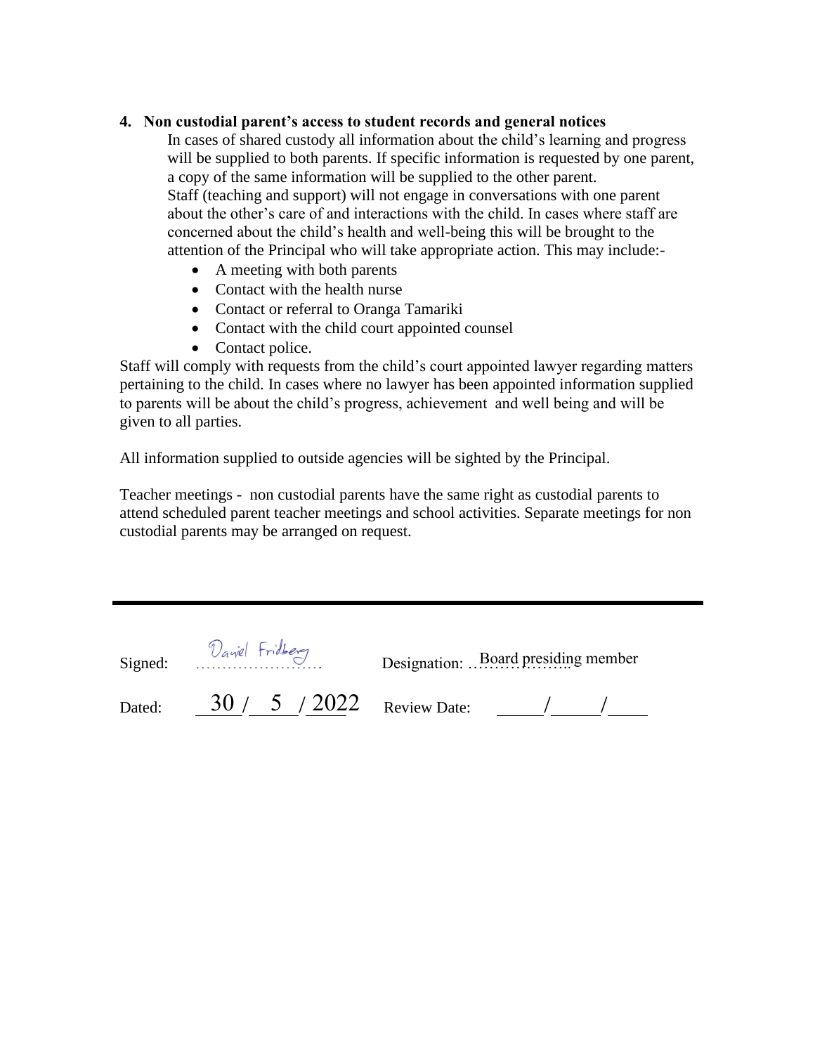4. **Non custodial parent's access to student records and general notices**

   In cases of shared custody all information about the child's learning and progress will be supplied to both parents. If specific information is requested by one parent, a copy of the same information will be supplied to the other parent.
   
   Staff (teaching and support) will not engage in conversations with one parent about the other's care of and interactions with the child. In cases where staff are concerned about the child's health and well-being this will be brought to the attention of the Principal who will take appropriate action. This may include:-
   - A meeting with both parents
   - Contact with the health nurse
   - Contact or referral to Oranga Tamariki
   - Contact with the child court appointed counsel
   - Contact police.

Staff will comply with requests from the child's court appointed lawyer regarding matters pertaining to the child. In cases where no lawyer has been appointed information supplied to parents will be about the child's progress, achievement and well being and will be given to all parties.

All information supplied to outside agencies will be sighted by the Principal.

Teacher meetings - non custodial parents have the same right as custodial parents to attend scheduled parent teacher meetings and school activities. Separate meetings for non custodial parents may be arranged on request.

---

Signed: Daniel Fridberg    Designation: Board presiding member

Dated: 30 / 5 / 2022    Review Date: ____/____/____